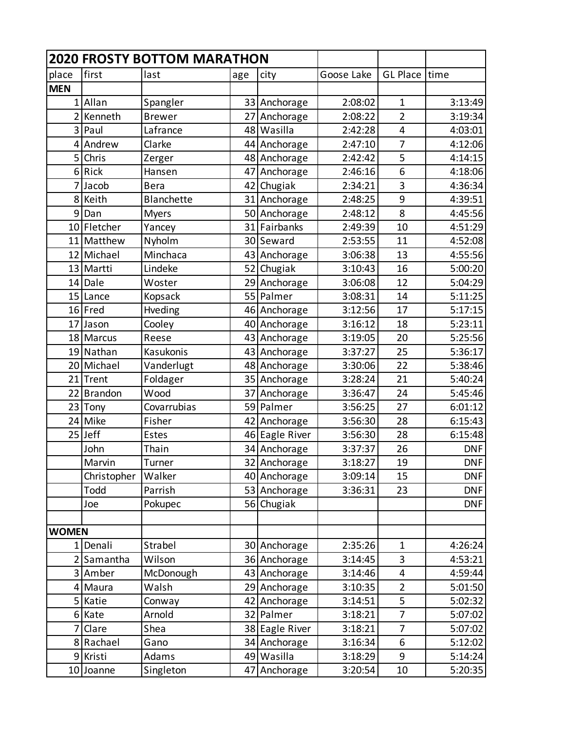| 2020 FROSTY BOTTOM MARATHON | | | | | | | |
|---|---|---|---|---|---|---|---|
| place | first | last | age | city | Goose Lake | GL Place | time |
| **MEN** | | | | | | | |
| 1 | Allan | Spangler | 33 | Anchorage | 2:08:02 | 1 | 3:13:49 |
| 2 | Kenneth | Brewer | 27 | Anchorage | 2:08:22 | 2 | 3:19:34 |
| 3 | Paul | Lafrance | 48 | Wasilla | 2:42:28 | 4 | 4:03:01 |
| 4 | Andrew | Clarke | 44 | Anchorage | 2:47:10 | 7 | 4:12:06 |
| 5 | Chris | Zerger | 48 | Anchorage | 2:42:42 | 5 | 4:14:15 |
| 6 | Rick | Hansen | 47 | Anchorage | 2:46:16 | 6 | 4:18:06 |
| 7 | Jacob | Bera | 42 | Chugiak | 2:34:21 | 3 | 4:36:34 |
| 8 | Keith | Blanchette | 31 | Anchorage | 2:48:25 | 9 | 4:39:51 |
| 9 | Dan | Myers | 50 | Anchorage | 2:48:12 | 8 | 4:45:56 |
| 10 | Fletcher | Yancey | 31 | Fairbanks | 2:49:39 | 10 | 4:51:29 |
| 11 | Matthew | Nyholm | 30 | Seward | 2:53:55 | 11 | 4:52:08 |
| 12 | Michael | Minchaca | 43 | Anchorage | 3:06:38 | 13 | 4:55:56 |
| 13 | Martti | Lindeke | 52 | Chugiak | 3:10:43 | 16 | 5:00:20 |
| 14 | Dale | Woster | 29 | Anchorage | 3:06:08 | 12 | 5:04:29 |
| 15 | Lance | Kopsack | 55 | Palmer | 3:08:31 | 14 | 5:11:25 |
| 16 | Fred | Hveding | 46 | Anchorage | 3:12:56 | 17 | 5:17:15 |
| 17 | Jason | Cooley | 40 | Anchorage | 3:16:12 | 18 | 5:23:11 |
| 18 | Marcus | Reese | 43 | Anchorage | 3:19:05 | 20 | 5:25:56 |
| 19 | Nathan | Kasukonis | 43 | Anchorage | 3:37:27 | 25 | 5:36:17 |
| 20 | Michael | Vanderlugt | 48 | Anchorage | 3:30:06 | 22 | 5:38:46 |
| 21 | Trent | Foldager | 35 | Anchorage | 3:28:24 | 21 | 5:40:24 |
| 22 | Brandon | Wood | 37 | Anchorage | 3:36:47 | 24 | 5:45:46 |
| 23 | Tony | Covarrubias | 59 | Palmer | 3:56:25 | 27 | 6:01:12 |
| 24 | Mike | Fisher | 42 | Anchorage | 3:56:30 | 28 | 6:15:43 |
| 25 | Jeff | Estes | 46 | Eagle River | 3:56:30 | 28 | 6:15:48 |
| | John | Thain | 34 | Anchorage | 3:37:37 | 26 | DNF |
| | Marvin | Turner | 32 | Anchorage | 3:18:27 | 19 | DNF |
| | Christopher | Walker | 40 | Anchorage | 3:09:14 | 15 | DNF |
| | Todd | Parrish | 53 | Anchorage | 3:36:31 | 23 | DNF |
| | Joe | Pokupec | 56 | Chugiak | | | DNF |
| | | | | | | | |
| **WOMEN** | | | | | | | |
| 1 | Denali | Strabel | 30 | Anchorage | 2:35:26 | 1 | 4:26:24 |
| 2 | Samantha | Wilson | 36 | Anchorage | 3:14:45 | 3 | 4:53:21 |
| 3 | Amber | McDonough | 43 | Anchorage | 3:14:46 | 4 | 4:59:44 |
| 4 | Maura | Walsh | 29 | Anchorage | 3:10:35 | 2 | 5:01:50 |
| 5 | Katie | Conway | 42 | Anchorage | 3:14:51 | 5 | 5:02:32 |
| 6 | Kate | Arnold | 32 | Palmer | 3:18:21 | 7 | 5:07:02 |
| 7 | Clare | Shea | 38 | Eagle River | 3:18:21 | 7 | 5:07:02 |
| 8 | Rachael | Gano | 34 | Anchorage | 3:16:34 | 6 | 5:12:02 |
| 9 | Kristi | Adams | 49 | Wasilla | 3:18:29 | 9 | 5:14:24 |
| 10 | Joanne | Singleton | 47 | Anchorage | 3:20:54 | 10 | 5:20:35 |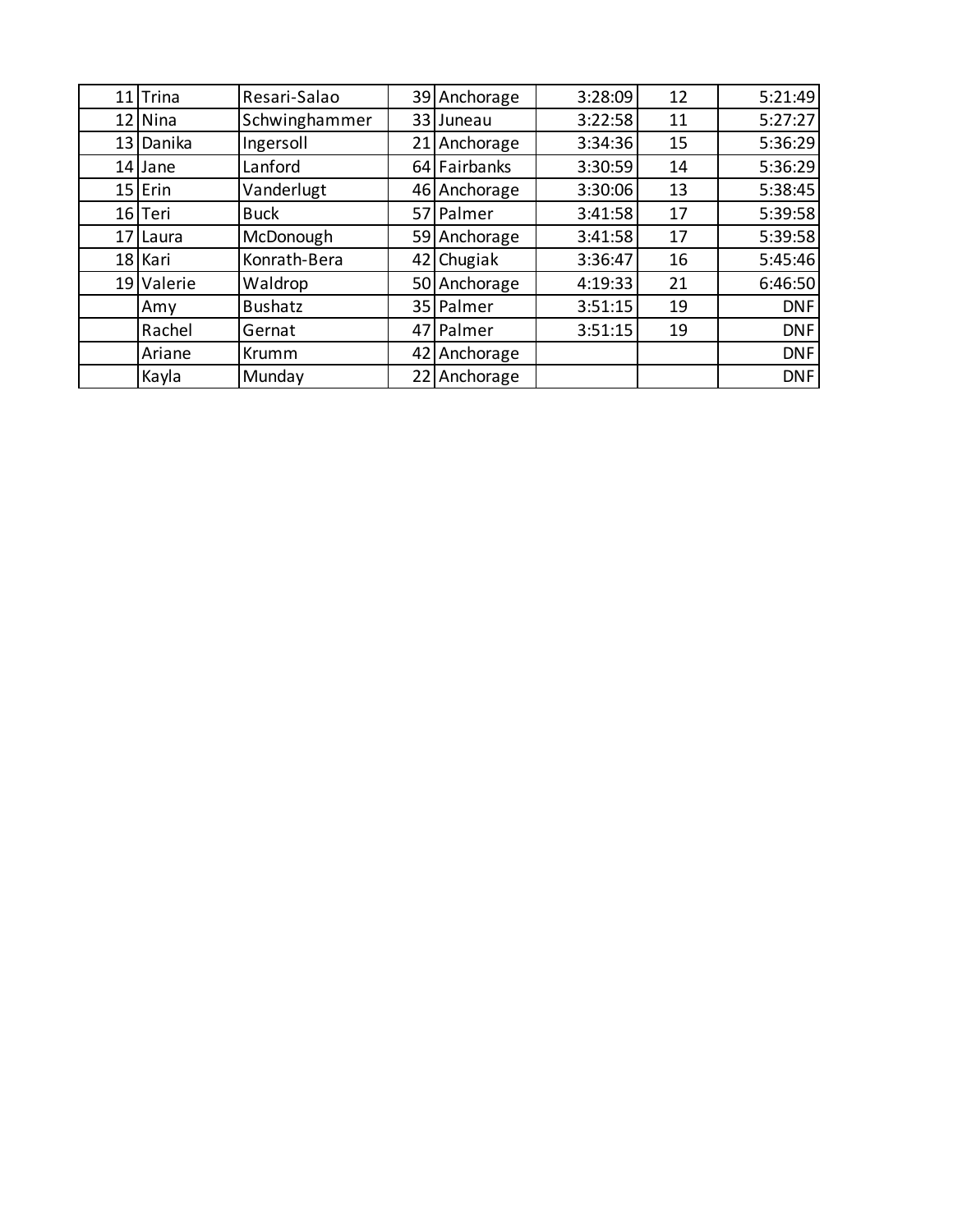| | | | | | | | |
|---|---|---|---|---|---|---|---|
| 11 | Trina | Resari-Salao | 39 | Anchorage | 3:28:09 | 12 | 5:21:49 |
| 12 | Nina | Schwinghammer | 33 | Juneau | 3:22:58 | 11 | 5:27:27 |
| 13 | Danika | Ingersoll | 21 | Anchorage | 3:34:36 | 15 | 5:36:29 |
| 14 | Jane | Lanford | 64 | Fairbanks | 3:30:59 | 14 | 5:36:29 |
| 15 | Erin | Vanderlugt | 46 | Anchorage | 3:30:06 | 13 | 5:38:45 |
| 16 | Teri | Buck | 57 | Palmer | 3:41:58 | 17 | 5:39:58 |
| 17 | Laura | McDonough | 59 | Anchorage | 3:41:58 | 17 | 5:39:58 |
| 18 | Kari | Konrath-Bera | 42 | Chugiak | 3:36:47 | 16 | 5:45:46 |
| 19 | Valerie | Waldrop | 50 | Anchorage | 4:19:33 | 21 | 6:46:50 |
| | Amy | Bushatz | 35 | Palmer | 3:51:15 | 19 | DNF |
| | Rachel | Gernat | 47 | Palmer | 3:51:15 | 19 | DNF |
| | Ariane | Krumm | 42 | Anchorage | | | DNF |
| | Kayla | Munday | 22 | Anchorage | | | DNF |